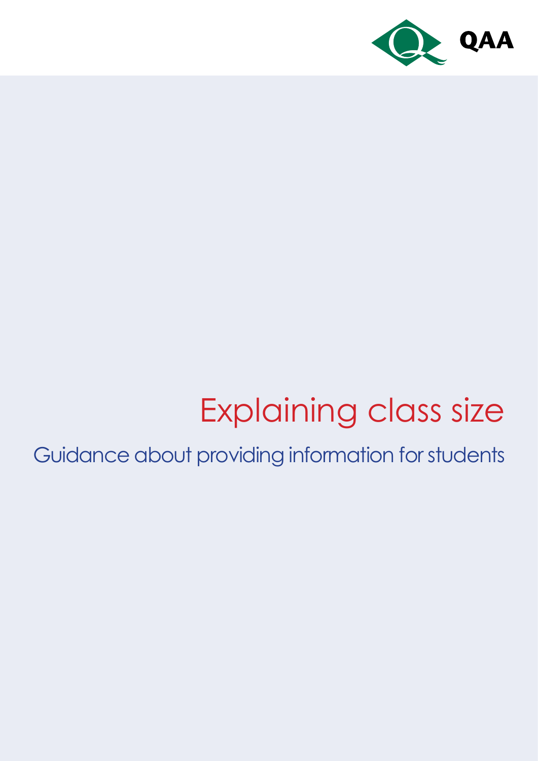QAA

# Explaining class size

## Guidance about providing information for students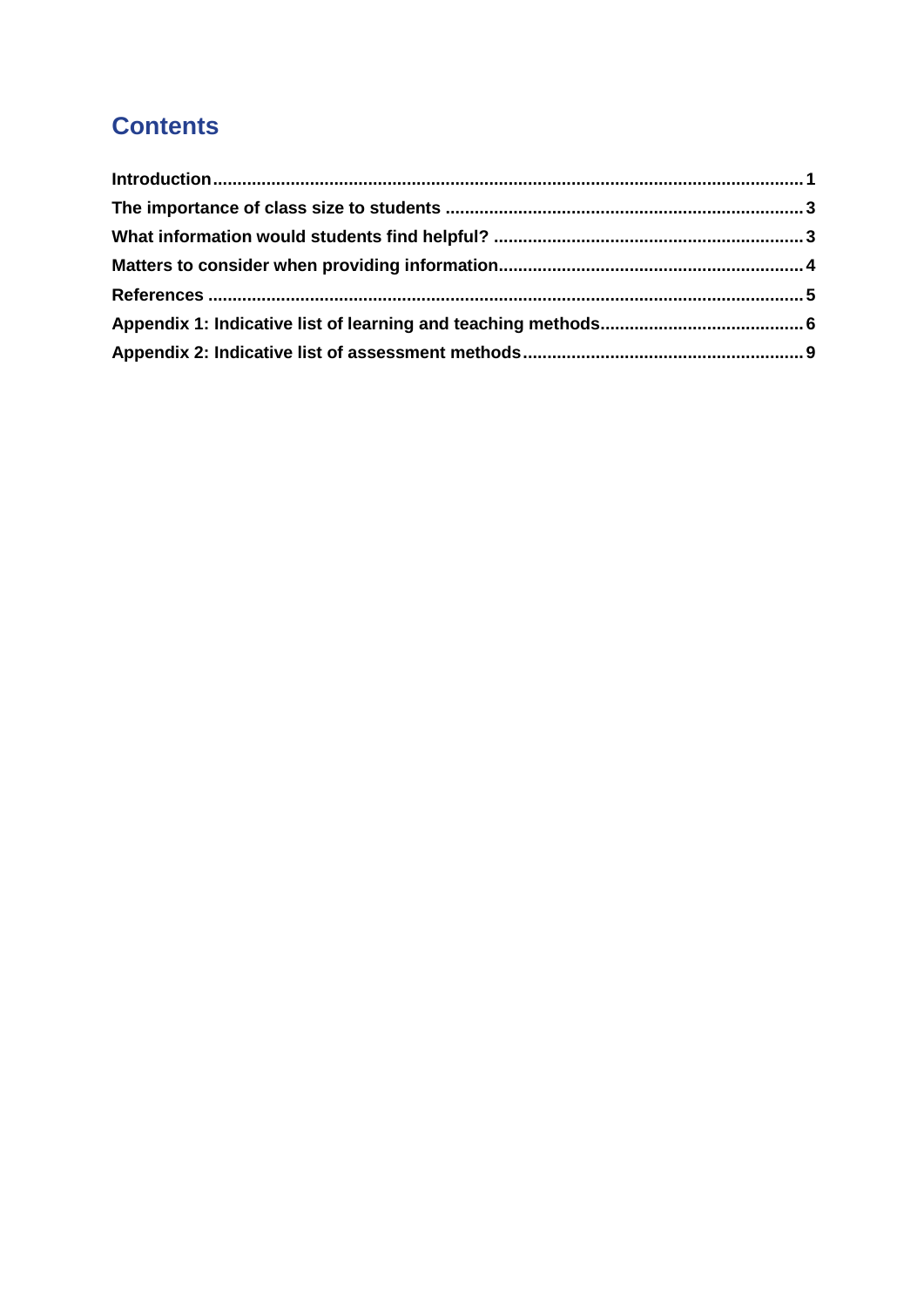# Contents

Introduction ........................................................................................................................ 1
The importance of class size to students ........................................................................ 3
What information would students find helpful? ............................................................... 3
Matters to consider when providing information............................................................... 4
References ......................................................................................................................... 5
Appendix 1: Indicative list of learning and teaching methods........................................... 6
Appendix 2: Indicative list of assessment methods.......................................................... 9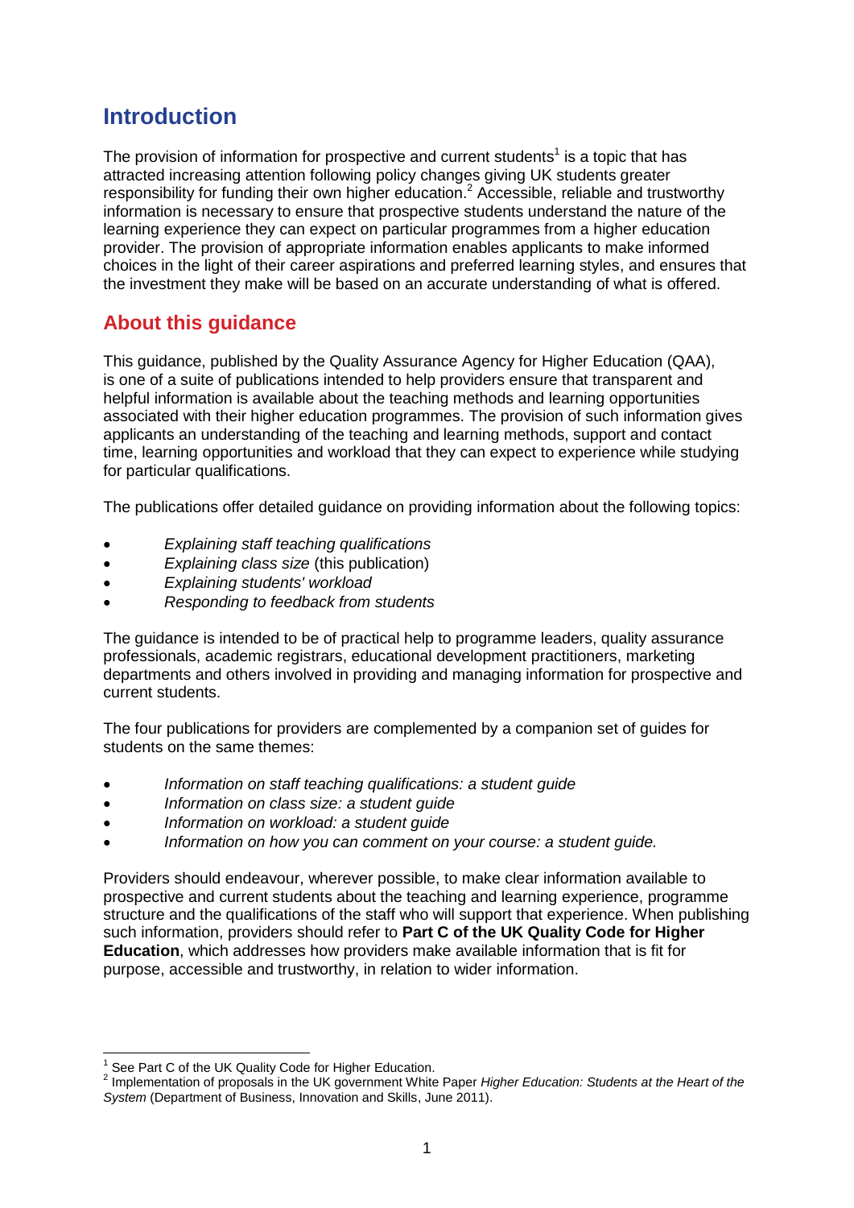## Introduction

The provision of information for prospective and current students[1] is a topic that has attracted increasing attention following policy changes giving UK students greater responsibility for funding their own higher education.[2] Accessible, reliable and trustworthy information is necessary to ensure that prospective students understand the nature of the learning experience they can expect on particular programmes from a higher education provider. The provision of appropriate information enables applicants to make informed choices in the light of their career aspirations and preferred learning styles, and ensures that the investment they make will be based on an accurate understanding of what is offered.

## About this guidance

This guidance, published by the Quality Assurance Agency for Higher Education (QAA), is one of a suite of publications intended to help providers ensure that transparent and helpful information is available about the teaching methods and learning opportunities associated with their higher education programmes. The provision of such information gives applicants an understanding of the teaching and learning methods, support and contact time, learning opportunities and workload that they can expect to experience while studying for particular qualifications.

The publications offer detailed guidance on providing information about the following topics:

- *Explaining staff teaching qualifications*
- *Explaining class size* (this publication)
- *Explaining students' workload*
- *Responding to feedback from students*

The guidance is intended to be of practical help to programme leaders, quality assurance professionals, academic registrars, educational development practitioners, marketing departments and others involved in providing and managing information for prospective and current students.

The four publications for providers are complemented by a companion set of guides for students on the same themes:

- *Information on staff teaching qualifications: a student guide*
- *Information on class size: a student guide*
- *Information on workload: a student guide*
- *Information on how you can comment on your course: a student guide.*

Providers should endeavour, wherever possible, to make clear information available to prospective and current students about the teaching and learning experience, programme structure and the qualifications of the staff who will support that experience. When publishing such information, providers should refer to **Part C of the UK Quality Code for Higher Education**, which addresses how providers make available information that is fit for purpose, accessible and trustworthy, in relation to wider information.

---

[1] See Part C of the UK Quality Code for Higher Education.

[2] Implementation of proposals in the UK government White Paper *Higher Education: Students at the Heart of the System* (Department of Business, Innovation and Skills, June 2011).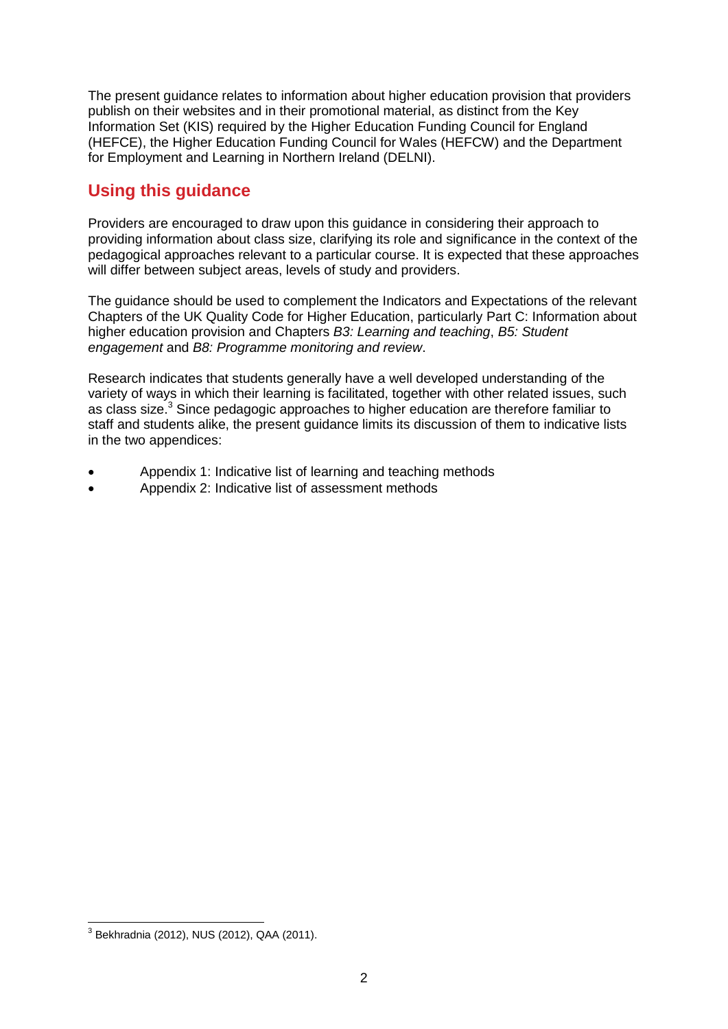The present guidance relates to information about higher education provision that providers publish on their websites and in their promotional material, as distinct from the Key Information Set (KIS) required by the Higher Education Funding Council for England (HEFCE), the Higher Education Funding Council for Wales (HEFCW) and the Department for Employment and Learning in Northern Ireland (DELNI).

## Using this guidance

Providers are encouraged to draw upon this guidance in considering their approach to providing information about class size, clarifying its role and significance in the context of the pedagogical approaches relevant to a particular course. It is expected that these approaches will differ between subject areas, levels of study and providers.

The guidance should be used to complement the Indicators and Expectations of the relevant Chapters of the UK Quality Code for Higher Education, particularly Part C: Information about higher education provision and Chapters *B3: Learning and teaching*, *B5: Student engagement* and *B8: Programme monitoring and review*.

Research indicates that students generally have a well developed understanding of the variety of ways in which their learning is facilitated, together with other related issues, such as class size.[3] Since pedagogic approaches to higher education are therefore familiar to staff and students alike, the present guidance limits its discussion of them to indicative lists in the two appendices:

- Appendix 1: Indicative list of learning and teaching methods
- Appendix 2: Indicative list of assessment methods

---

[3] Bekhradnia (2012), NUS (2012), QAA (2011).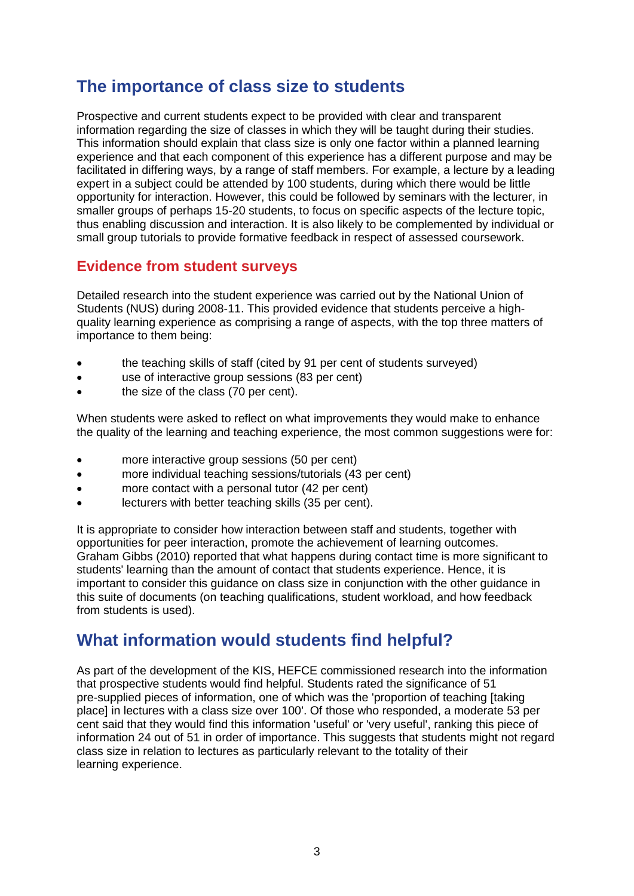## The importance of class size to students

Prospective and current students expect to be provided with clear and transparent information regarding the size of classes in which they will be taught during their studies. This information should explain that class size is only one factor within a planned learning experience and that each component of this experience has a different purpose and may be facilitated in differing ways, by a range of staff members. For example, a lecture by a leading expert in a subject could be attended by 100 students, during which there would be little opportunity for interaction. However, this could be followed by seminars with the lecturer, in smaller groups of perhaps 15-20 students, to focus on specific aspects of the lecture topic, thus enabling discussion and interaction. It is also likely to be complemented by individual or small group tutorials to provide formative feedback in respect of assessed coursework.

### Evidence from student surveys

Detailed research into the student experience was carried out by the National Union of Students (NUS) during 2008-11. This provided evidence that students perceive a high-quality learning experience as comprising a range of aspects, with the top three matters of importance to them being:

- the teaching skills of staff (cited by 91 per cent of students surveyed)
- use of interactive group sessions (83 per cent)
- the size of the class (70 per cent).

When students were asked to reflect on what improvements they would make to enhance the quality of the learning and teaching experience, the most common suggestions were for:

- more interactive group sessions (50 per cent)
- more individual teaching sessions/tutorials (43 per cent)
- more contact with a personal tutor (42 per cent)
- lecturers with better teaching skills (35 per cent).

It is appropriate to consider how interaction between staff and students, together with opportunities for peer interaction, promote the achievement of learning outcomes. Graham Gibbs (2010) reported that what happens during contact time is more significant to students' learning than the amount of contact that students experience. Hence, it is important to consider this guidance on class size in conjunction with the other guidance in this suite of documents (on teaching qualifications, student workload, and how feedback from students is used).

## What information would students find helpful?

As part of the development of the KIS, HEFCE commissioned research into the information that prospective students would find helpful. Students rated the significance of 51 pre-supplied pieces of information, one of which was the 'proportion of teaching [taking place] in lectures with a class size over 100'. Of those who responded, a moderate 53 per cent said that they would find this information 'useful' or 'very useful', ranking this piece of information 24 out of 51 in order of importance. This suggests that students might not regard class size in relation to lectures as particularly relevant to the totality of their learning experience.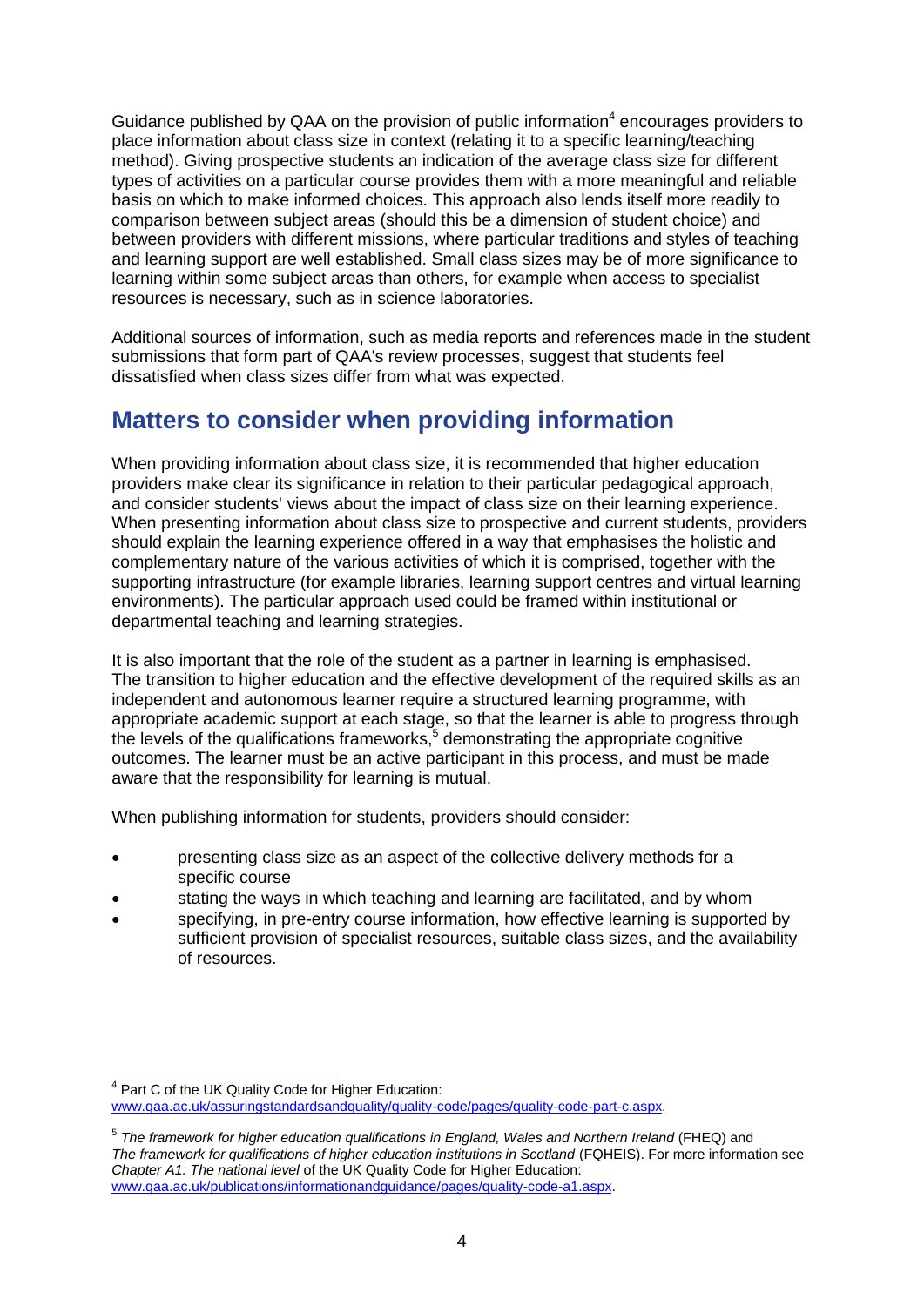Guidance published by QAA on the provision of public information[4] encourages providers to place information about class size in context (relating it to a specific learning/teaching method). Giving prospective students an indication of the average class size for different types of activities on a particular course provides them with a more meaningful and reliable basis on which to make informed choices. This approach also lends itself more readily to comparison between subject areas (should this be a dimension of student choice) and between providers with different missions, where particular traditions and styles of teaching and learning support are well established. Small class sizes may be of more significance to learning within some subject areas than others, for example when access to specialist resources is necessary, such as in science laboratories.

Additional sources of information, such as media reports and references made in the student submissions that form part of QAA's review processes, suggest that students feel dissatisfied when class sizes differ from what was expected.

## Matters to consider when providing information

When providing information about class size, it is recommended that higher education providers make clear its significance in relation to their particular pedagogical approach, and consider students' views about the impact of class size on their learning experience. When presenting information about class size to prospective and current students, providers should explain the learning experience offered in a way that emphasises the holistic and complementary nature of the various activities of which it is comprised, together with the supporting infrastructure (for example libraries, learning support centres and virtual learning environments). The particular approach used could be framed within institutional or departmental teaching and learning strategies.

It is also important that the role of the student as a partner in learning is emphasised. The transition to higher education and the effective development of the required skills as an independent and autonomous learner require a structured learning programme, with appropriate academic support at each stage, so that the learner is able to progress through the levels of the qualifications frameworks,[5] demonstrating the appropriate cognitive outcomes. The learner must be an active participant in this process, and must be made aware that the responsibility for learning is mutual.

When publishing information for students, providers should consider:

- presenting class size as an aspect of the collective delivery methods for a specific course
- stating the ways in which teaching and learning are facilitated, and by whom
- specifying, in pre-entry course information, how effective learning is supported by sufficient provision of specialist resources, suitable class sizes, and the availability of resources.

---

[4] Part C of the UK Quality Code for Higher Education: www.qaa.ac.uk/assuringstandardsandquality/quality-code/pages/quality-code-part-c.aspx.

[5] *The framework for higher education qualifications in England, Wales and Northern Ireland* (FHEQ) and *The framework for qualifications of higher education institutions in Scotland* (FQHEIS). For more information see *Chapter A1: The national level* of the UK Quality Code for Higher Education: www.qaa.ac.uk/publications/informationandguidance/pages/quality-code-a1.aspx.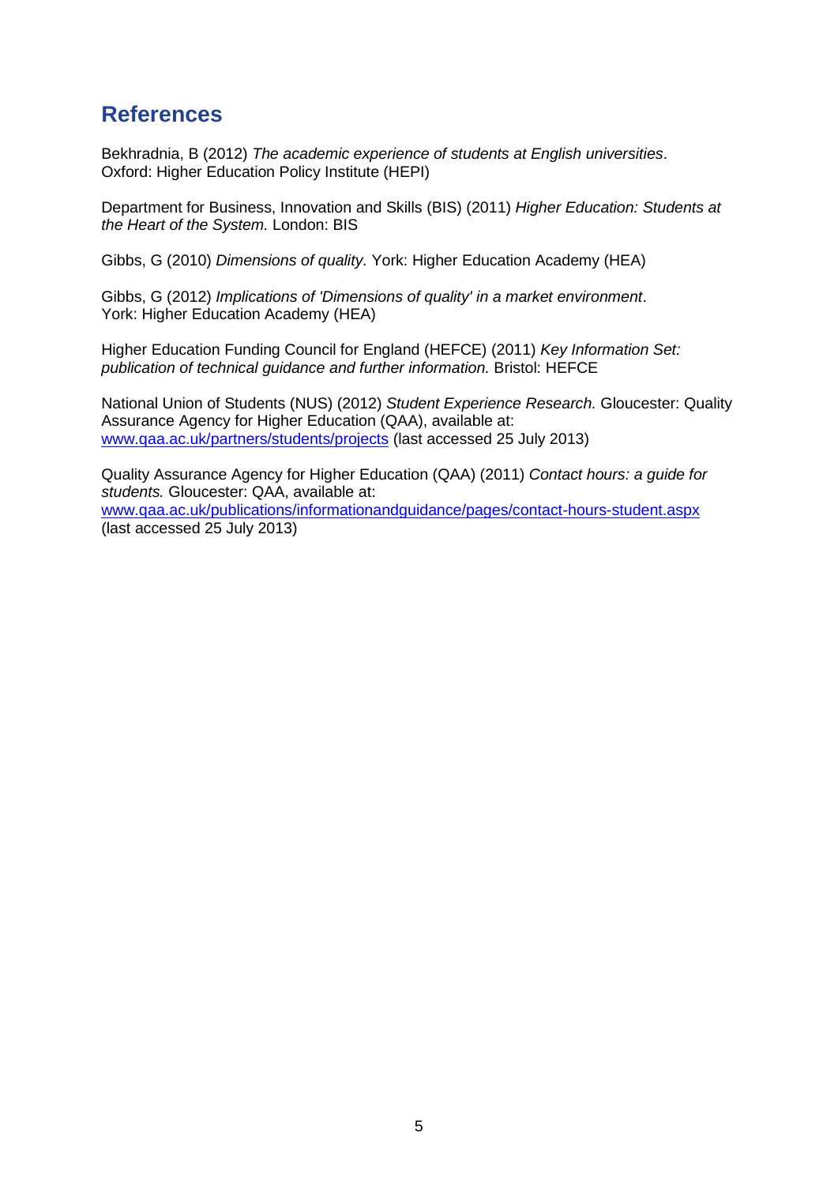## References

Bekhradnia, B (2012) *The academic experience of students at English universities*. Oxford: Higher Education Policy Institute (HEPI)

Department for Business, Innovation and Skills (BIS) (2011) *Higher Education: Students at the Heart of the System.* London: BIS

Gibbs, G (2010) *Dimensions of quality.* York: Higher Education Academy (HEA)

Gibbs, G (2012) *Implications of 'Dimensions of quality' in a market environment*. York: Higher Education Academy (HEA)

Higher Education Funding Council for England (HEFCE) (2011) *Key Information Set: publication of technical guidance and further information.* Bristol: HEFCE

National Union of Students (NUS) (2012) *Student Experience Research.* Gloucester: Quality Assurance Agency for Higher Education (QAA), available at: www.qaa.ac.uk/partners/students/projects (last accessed 25 July 2013)

Quality Assurance Agency for Higher Education (QAA) (2011) *Contact hours: a guide for students.* Gloucester: QAA, available at: www.qaa.ac.uk/publications/informationandguidance/pages/contact-hours-student.aspx (last accessed 25 July 2013)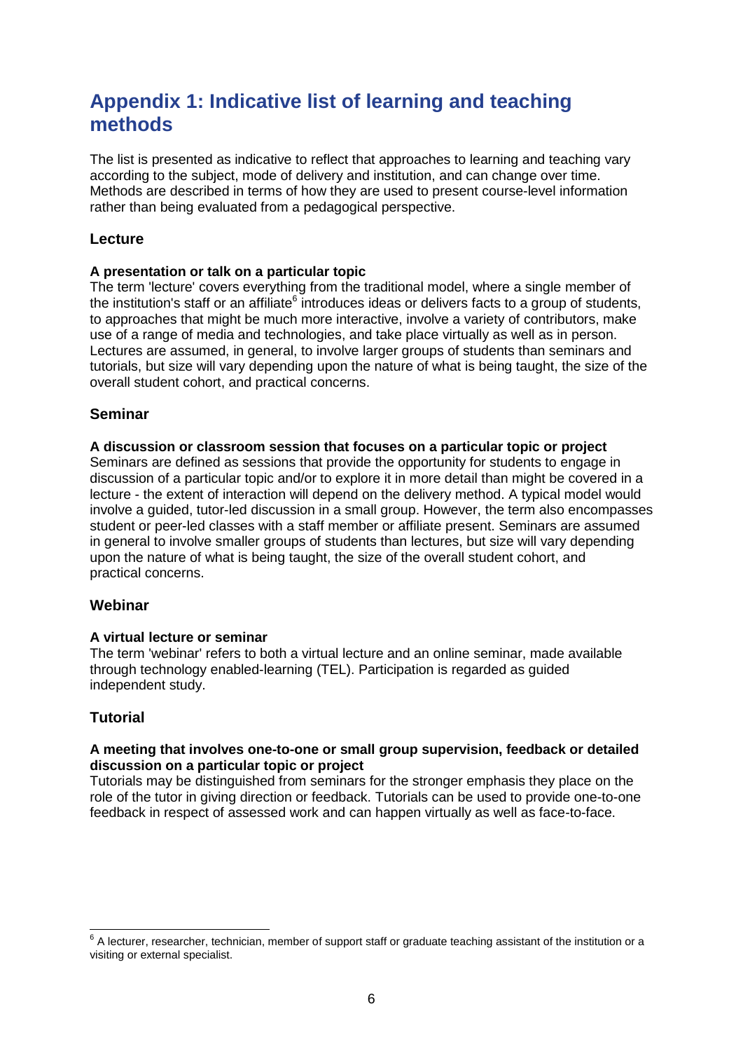# Appendix 1: Indicative list of learning and teaching methods

The list is presented as indicative to reflect that approaches to learning and teaching vary according to the subject, mode of delivery and institution, and can change over time. Methods are described in terms of how they are used to present course-level information rather than being evaluated from a pedagogical perspective.

## Lecture

**A presentation or talk on a particular topic**

The term 'lecture' covers everything from the traditional model, where a single member of the institution's staff or an affiliate[6] introduces ideas or delivers facts to a group of students, to approaches that might be much more interactive, involve a variety of contributors, make use of a range of media and technologies, and take place virtually as well as in person. Lectures are assumed, in general, to involve larger groups of students than seminars and tutorials, but size will vary depending upon the nature of what is being taught, the size of the overall student cohort, and practical concerns.

## Seminar

**A discussion or classroom session that focuses on a particular topic or project**

Seminars are defined as sessions that provide the opportunity for students to engage in discussion of a particular topic and/or to explore it in more detail than might be covered in a lecture - the extent of interaction will depend on the delivery method. A typical model would involve a guided, tutor-led discussion in a small group. However, the term also encompasses student or peer-led classes with a staff member or affiliate present. Seminars are assumed in general to involve smaller groups of students than lectures, but size will vary depending upon the nature of what is being taught, the size of the overall student cohort, and practical concerns.

## Webinar

**A virtual lecture or seminar**

The term 'webinar' refers to both a virtual lecture and an online seminar, made available through technology enabled-learning (TEL). Participation is regarded as guided independent study.

## Tutorial

**A meeting that involves one-to-one or small group supervision, feedback or detailed discussion on a particular topic or project**

Tutorials may be distinguished from seminars for the stronger emphasis they place on the role of the tutor in giving direction or feedback. Tutorials can be used to provide one-to-one feedback in respect of assessed work and can happen virtually as well as face-to-face.

---

[6] A lecturer, researcher, technician, member of support staff or graduate teaching assistant of the institution or a visiting or external specialist.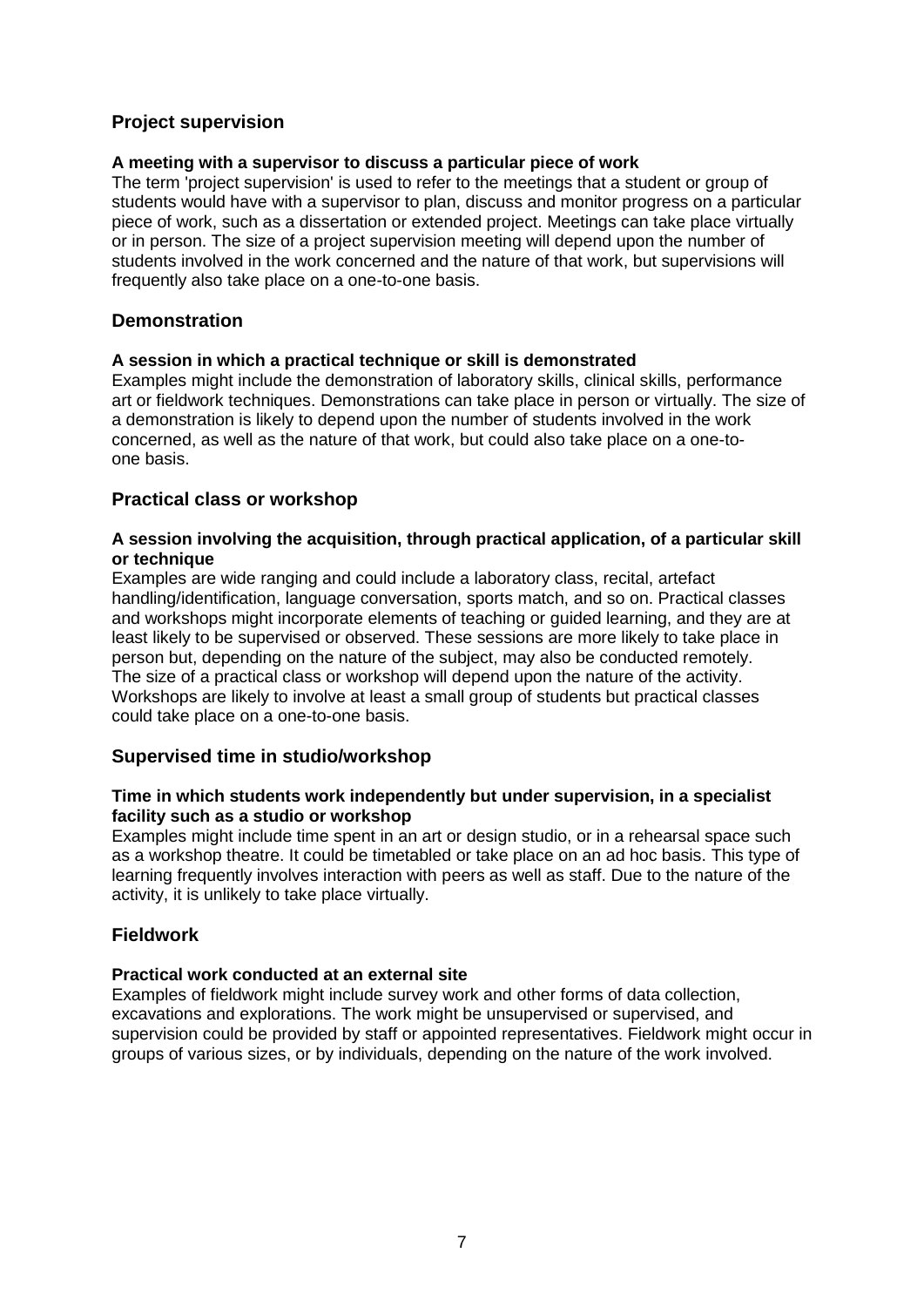## Project supervision

**A meeting with a supervisor to discuss a particular piece of work**

The term 'project supervision' is used to refer to the meetings that a student or group of students would have with a supervisor to plan, discuss and monitor progress on a particular piece of work, such as a dissertation or extended project. Meetings can take place virtually or in person. The size of a project supervision meeting will depend upon the number of students involved in the work concerned and the nature of that work, but supervisions will frequently also take place on a one-to-one basis.

## Demonstration

**A session in which a practical technique or skill is demonstrated**

Examples might include the demonstration of laboratory skills, clinical skills, performance art or fieldwork techniques. Demonstrations can take place in person or virtually. The size of a demonstration is likely to depend upon the number of students involved in the work concerned, as well as the nature of that work, but could also take place on a one-to-one basis.

## Practical class or workshop

**A session involving the acquisition, through practical application, of a particular skill or technique**

Examples are wide ranging and could include a laboratory class, recital, artefact handling/identification, language conversation, sports match, and so on. Practical classes and workshops might incorporate elements of teaching or guided learning, and they are at least likely to be supervised or observed. These sessions are more likely to take place in person but, depending on the nature of the subject, may also be conducted remotely. The size of a practical class or workshop will depend upon the nature of the activity. Workshops are likely to involve at least a small group of students but practical classes could take place on a one-to-one basis.

## Supervised time in studio/workshop

**Time in which students work independently but under supervision, in a specialist facility such as a studio or workshop**

Examples might include time spent in an art or design studio, or in a rehearsal space such as a workshop theatre. It could be timetabled or take place on an ad hoc basis. This type of learning frequently involves interaction with peers as well as staff. Due to the nature of the activity, it is unlikely to take place virtually.

## Fieldwork

**Practical work conducted at an external site**

Examples of fieldwork might include survey work and other forms of data collection, excavations and explorations. The work might be unsupervised or supervised, and supervision could be provided by staff or appointed representatives. Fieldwork might occur in groups of various sizes, or by individuals, depending on the nature of the work involved.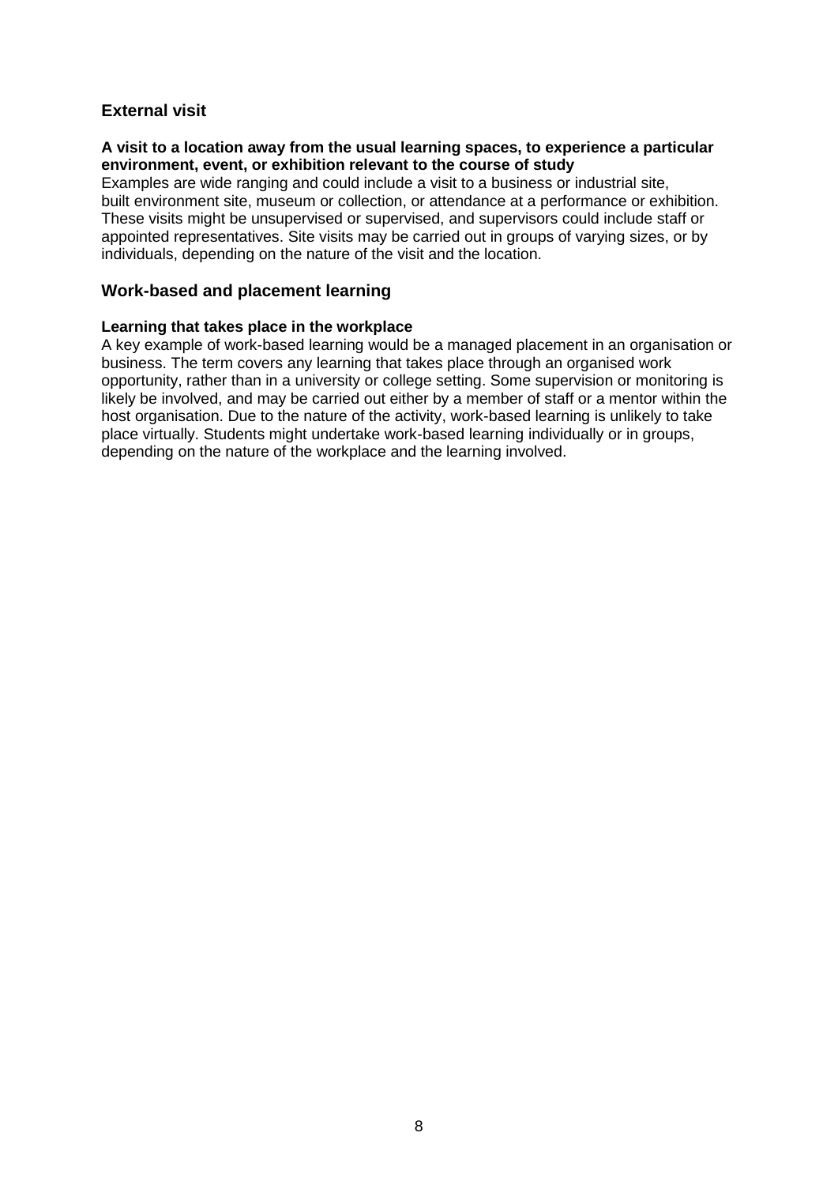## External visit

**A visit to a location away from the usual learning spaces, to experience a particular environment, event, or exhibition relevant to the course of study**

Examples are wide ranging and could include a visit to a business or industrial site, built environment site, museum or collection, or attendance at a performance or exhibition. These visits might be unsupervised or supervised, and supervisors could include staff or appointed representatives. Site visits may be carried out in groups of varying sizes, or by individuals, depending on the nature of the visit and the location.

## Work-based and placement learning

**Learning that takes place in the workplace**

A key example of work-based learning would be a managed placement in an organisation or business. The term covers any learning that takes place through an organised work opportunity, rather than in a university or college setting. Some supervision or monitoring is likely be involved, and may be carried out either by a member of staff or a mentor within the host organisation. Due to the nature of the activity, work-based learning is unlikely to take place virtually. Students might undertake work-based learning individually or in groups, depending on the nature of the workplace and the learning involved.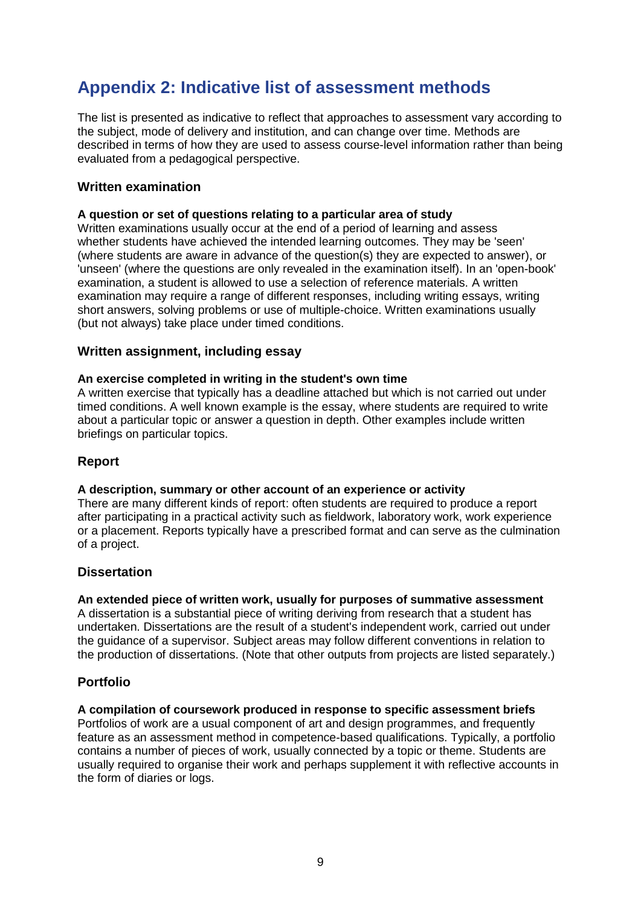## Appendix 2: Indicative list of assessment methods

The list is presented as indicative to reflect that approaches to assessment vary according to the subject, mode of delivery and institution, and can change over time. Methods are described in terms of how they are used to assess course-level information rather than being evaluated from a pedagogical perspective.

### Written examination

**A question or set of questions relating to a particular area of study**

Written examinations usually occur at the end of a period of learning and assess whether students have achieved the intended learning outcomes. They may be 'seen' (where students are aware in advance of the question(s) they are expected to answer), or 'unseen' (where the questions are only revealed in the examination itself). In an 'open-book' examination, a student is allowed to use a selection of reference materials. A written examination may require a range of different responses, including writing essays, writing short answers, solving problems or use of multiple-choice. Written examinations usually (but not always) take place under timed conditions.

### Written assignment, including essay

**An exercise completed in writing in the student's own time**

A written exercise that typically has a deadline attached but which is not carried out under timed conditions. A well known example is the essay, where students are required to write about a particular topic or answer a question in depth. Other examples include written briefings on particular topics.

### Report

**A description, summary or other account of an experience or activity**

There are many different kinds of report: often students are required to produce a report after participating in a practical activity such as fieldwork, laboratory work, work experience or a placement. Reports typically have a prescribed format and can serve as the culmination of a project.

### Dissertation

**An extended piece of written work, usually for purposes of summative assessment**

A dissertation is a substantial piece of writing deriving from research that a student has undertaken. Dissertations are the result of a student's independent work, carried out under the guidance of a supervisor. Subject areas may follow different conventions in relation to the production of dissertations. (Note that other outputs from projects are listed separately.)

### Portfolio

**A compilation of coursework produced in response to specific assessment briefs**

Portfolios of work are a usual component of art and design programmes, and frequently feature as an assessment method in competence-based qualifications. Typically, a portfolio contains a number of pieces of work, usually connected by a topic or theme. Students are usually required to organise their work and perhaps supplement it with reflective accounts in the form of diaries or logs.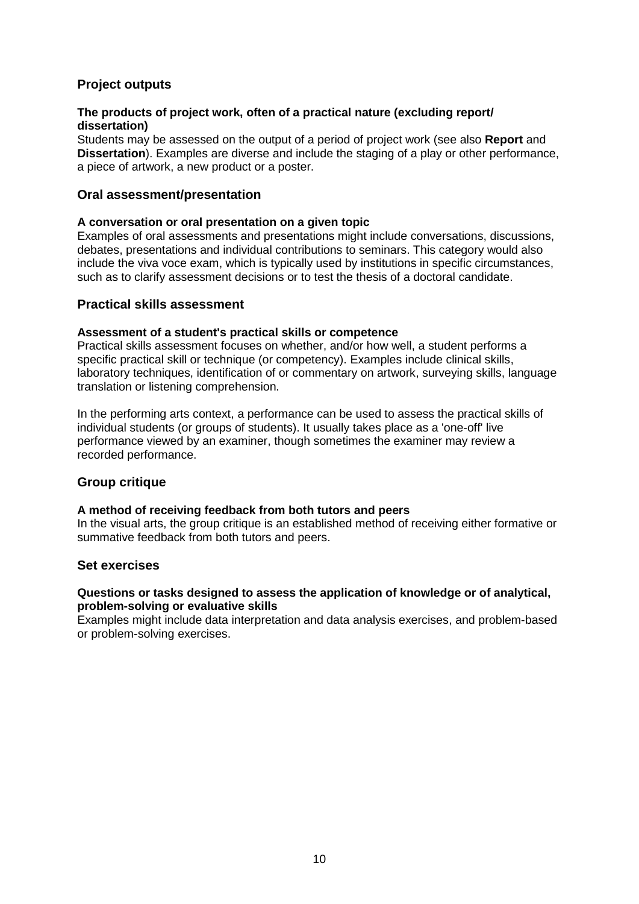## Project outputs

**The products of project work, often of a practical nature (excluding report/ dissertation)**

Students may be assessed on the output of a period of project work (see also **Report** and **Dissertation**). Examples are diverse and include the staging of a play or other performance, a piece of artwork, a new product or a poster.

## Oral assessment/presentation

**A conversation or oral presentation on a given topic**

Examples of oral assessments and presentations might include conversations, discussions, debates, presentations and individual contributions to seminars. This category would also include the viva voce exam, which is typically used by institutions in specific circumstances, such as to clarify assessment decisions or to test the thesis of a doctoral candidate.

## Practical skills assessment

**Assessment of a student's practical skills or competence**

Practical skills assessment focuses on whether, and/or how well, a student performs a specific practical skill or technique (or competency). Examples include clinical skills, laboratory techniques, identification of or commentary on artwork, surveying skills, language translation or listening comprehension.

In the performing arts context, a performance can be used to assess the practical skills of individual students (or groups of students). It usually takes place as a 'one-off' live performance viewed by an examiner, though sometimes the examiner may review a recorded performance.

## Group critique

**A method of receiving feedback from both tutors and peers**

In the visual arts, the group critique is an established method of receiving either formative or summative feedback from both tutors and peers.

## Set exercises

**Questions or tasks designed to assess the application of knowledge or of analytical, problem-solving or evaluative skills**

Examples might include data interpretation and data analysis exercises, and problem-based or problem-solving exercises.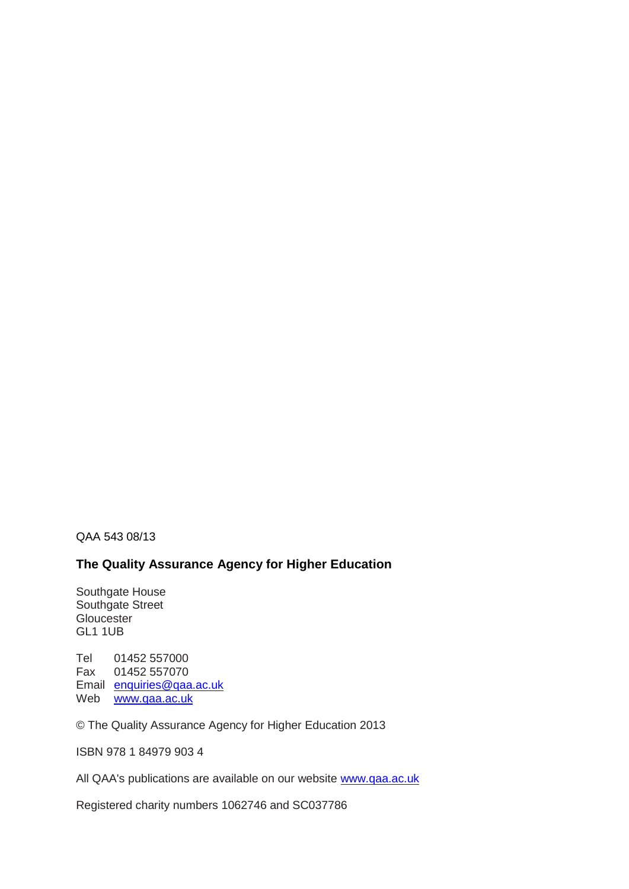QAA 543 08/13

**The Quality Assurance Agency for Higher Education**

Southgate House
Southgate Street
Gloucester
GL1 1UB

Tel 01452 557000
Fax 01452 557070
Email enquiries@qaa.ac.uk
Web www.qaa.ac.uk

© The Quality Assurance Agency for Higher Education 2013

ISBN 978 1 84979 903 4

All QAA's publications are available on our website www.qaa.ac.uk

Registered charity numbers 1062746 and SC037786